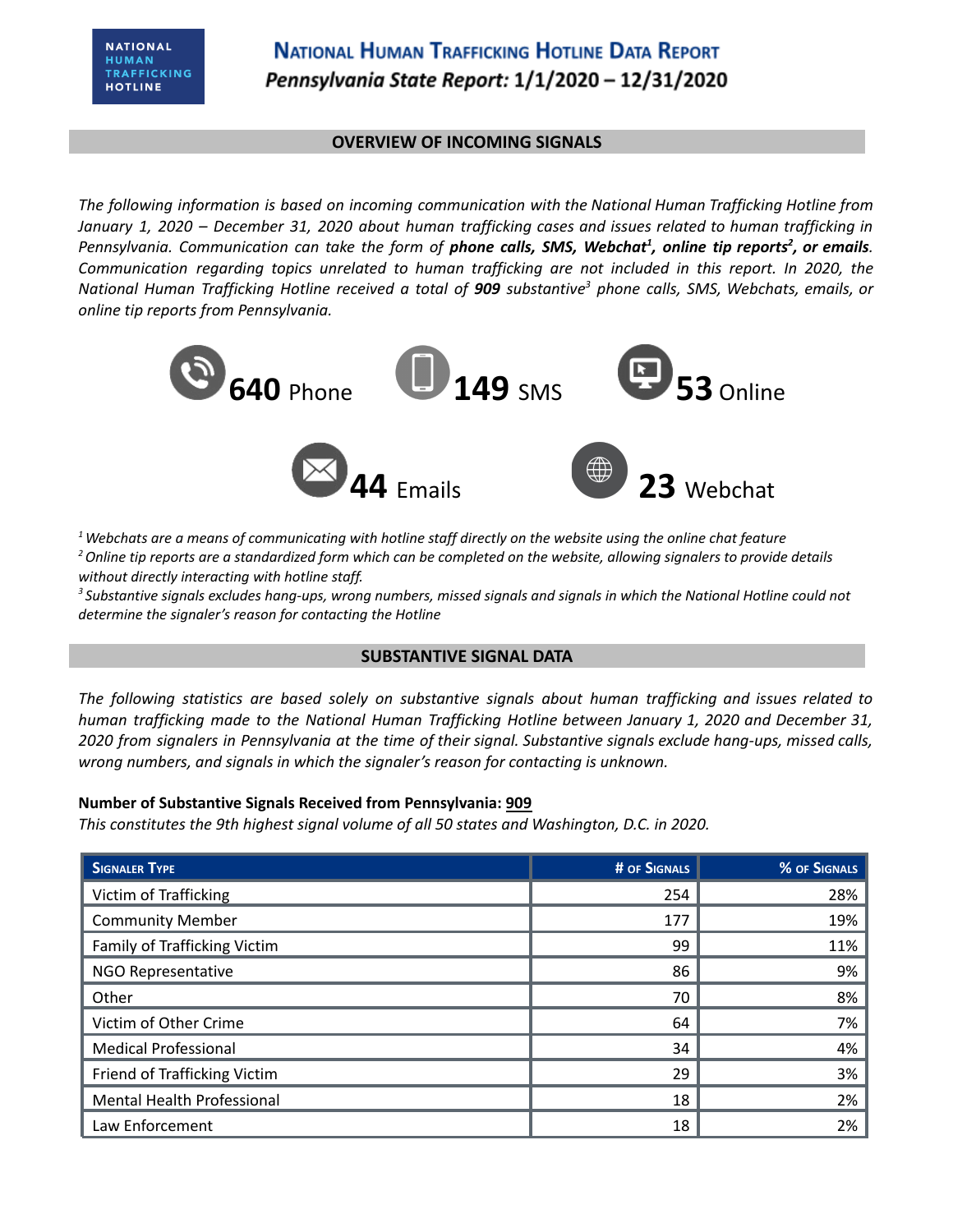NATIONAL HUMAN TRAFFICKING HOTLINE

# National Human Trafficking Hotline Data Report

## *Pennsylvania State Report:* 1/1/2020 – 12/31/2020

### OVERVIEW OF INCOMING SIGNALS

*The following information is based on incoming communication with the National Human Trafficking Hotline from January 1, 2020 – December 31, 2020 about human trafficking cases and issues related to human trafficking in Pennsylvania. Communication can take the form of **phone calls, SMS, Webchat[1], online tip reports[2], or emails**. Communication regarding topics unrelated to human trafficking are not included in this report. In 2020, the National Human Trafficking Hotline received a total of **909** substantive[3] phone calls, SMS, Webchats, emails, or online tip reports from Pennsylvania.*

**640** Phone

**149** SMS

**53** Online

**44** Emails

**23** Webchat

*[1] Webchats are a means of communicating with hotline staff directly on the website using the online chat feature*
*[2] Online tip reports are a standardized form which can be completed on the website, allowing signalers to provide details without directly interacting with hotline staff.*
*[3] Substantive signals excludes hang-ups, wrong numbers, missed signals and signals in which the National Hotline could not determine the signaler's reason for contacting the Hotline*

### SUBSTANTIVE SIGNAL DATA

*The following statistics are based solely on substantive signals about human trafficking and issues related to human trafficking made to the National Human Trafficking Hotline between January 1, 2020 and December 31, 2020 from signalers in Pennsylvania at the time of their signal. Substantive signals exclude hang-ups, missed calls, wrong numbers, and signals in which the signaler's reason for contacting is unknown.*

**Number of Substantive Signals Received from Pennsylvania: 909**
*This constitutes the 9th highest signal volume of all 50 states and Washington, D.C. in 2020.*

| Signaler Type | # of Signals | % of Signals |
|---|---|---|
| Victim of Trafficking | 254 | 28% |
| Community Member | 177 | 19% |
| Family of Trafficking Victim | 99 | 11% |
| NGO Representative | 86 | 9% |
| Other | 70 | 8% |
| Victim of Other Crime | 64 | 7% |
| Medical Professional | 34 | 4% |
| Friend of Trafficking Victim | 29 | 3% |
| Mental Health Professional | 18 | 2% |
| Law Enforcement | 18 | 2% |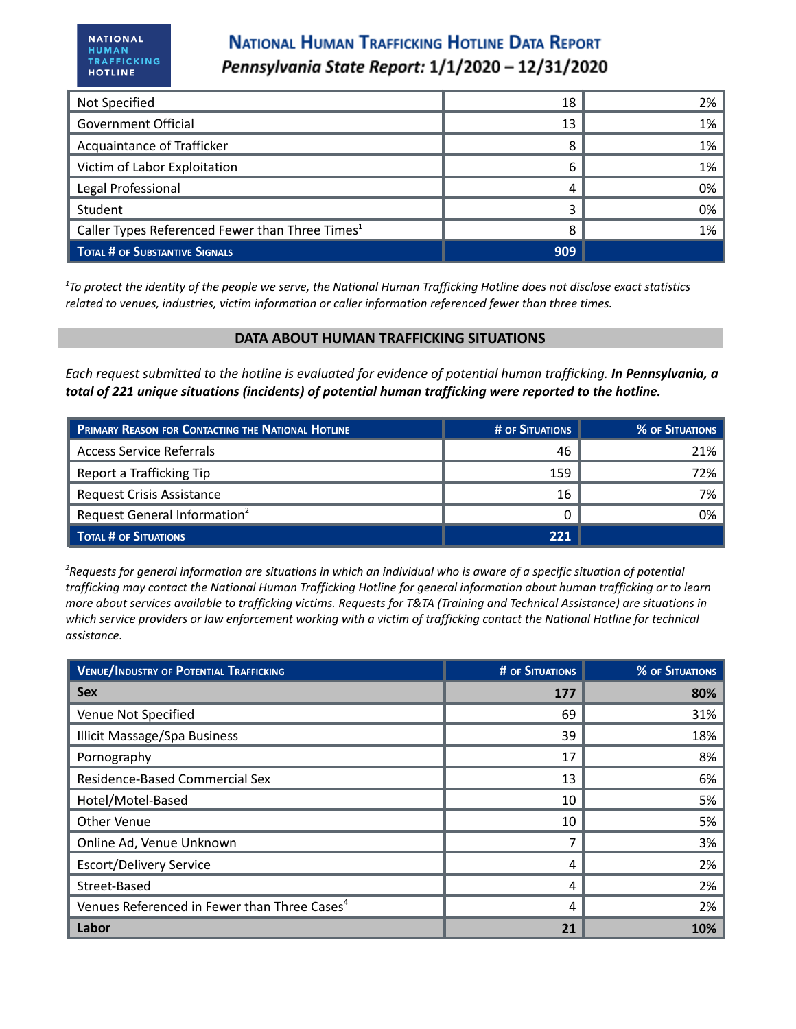| | | |
|---|---|---|
| Not Specified | 18 | 2% |
| Government Official | 13 | 1% |
| Acquaintance of Trafficker | 8 | 1% |
| Victim of Labor Exploitation | 6 | 1% |
| Legal Professional | 4 | 0% |
| Student | 3 | 0% |
| Caller Types Referenced Fewer than Three Times[1] | 8 | 1% |
| **Total # of Substantive Signals** | **909** | |

*[1]To protect the identity of the people we serve, the National Human Trafficking Hotline does not disclose exact statistics related to venues, industries, victim information or caller information referenced fewer than three times.*

## DATA ABOUT HUMAN TRAFFICKING SITUATIONS

*Each request submitted to the hotline is evaluated for evidence of potential human trafficking.* ***In Pennsylvania, a total of 221 unique situations (incidents) of potential human trafficking were reported to the hotline.***

| Primary Reason for Contacting the National Hotline | # of Situations | % of Situations |
|---|---|---|
| Access Service Referrals | 46 | 21% |
| Report a Trafficking Tip | 159 | 72% |
| Request Crisis Assistance | 16 | 7% |
| Request General Information[2] | 0 | 0% |
| **Total # of Situations** | **221** | |

*[2]Requests for general information are situations in which an individual who is aware of a specific situation of potential trafficking may contact the National Human Trafficking Hotline for general information about human trafficking or to learn more about services available to trafficking victims. Requests for T&TA (Training and Technical Assistance) are situations in which service providers or law enforcement working with a victim of trafficking contact the National Hotline for technical assistance.*

| Venue/Industry of Potential Trafficking | # of Situations | % of Situations |
|---|---|---|
| **Sex** | **177** | **80%** |
| Venue Not Specified | 69 | 31% |
| Illicit Massage/Spa Business | 39 | 18% |
| Pornography | 17 | 8% |
| Residence-Based Commercial Sex | 13 | 6% |
| Hotel/Motel-Based | 10 | 5% |
| Other Venue | 10 | 5% |
| Online Ad, Venue Unknown | 7 | 3% |
| Escort/Delivery Service | 4 | 2% |
| Street-Based | 4 | 2% |
| Venues Referenced in Fewer than Three Cases[4] | 4 | 2% |
| **Labor** | **21** | **10%** |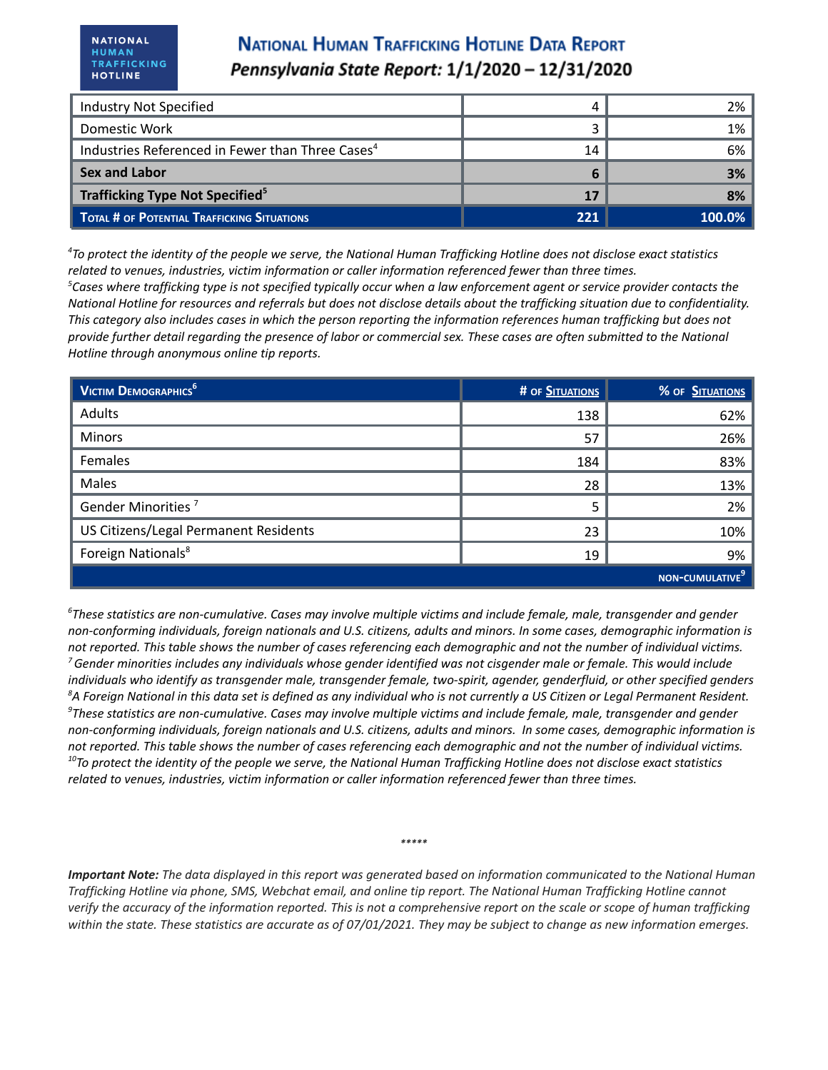# National Human Trafficking Hotline Data Report

***Pennsylvania State Report:* 1/1/2020 – 12/31/2020**

| | | |
|---|---|---|
| Industry Not Specified | 4 | 2% |
| Domestic Work | 3 | 1% |
| Industries Referenced in Fewer than Three Cases[4] | 14 | 6% |
| **Sex and Labor** | **6** | **3%** |
| **Trafficking Type Not Specified[5]** | **17** | **8%** |
| **Total # of Potential Trafficking Situations** | **221** | **100.0%** |

*[4]To protect the identity of the people we serve, the National Human Trafficking Hotline does not disclose exact statistics related to venues, industries, victim information or caller information referenced fewer than three times.*
*[5]Cases where trafficking type is not specified typically occur when a law enforcement agent or service provider contacts the National Hotline for resources and referrals but does not disclose details about the trafficking situation due to confidentiality. This category also includes cases in which the person reporting the information references human trafficking but does not provide further detail regarding the presence of labor or commercial sex. These cases are often submitted to the National Hotline through anonymous online tip reports.*

| Victim Demographics[6] | # of Situations | % of Situations |
|---|---|---|
| Adults | 138 | 62% |
| Minors | 57 | 26% |
| Females | 184 | 83% |
| Males | 28 | 13% |
| Gender Minorities [7] | 5 | 2% |
| US Citizens/Legal Permanent Residents | 23 | 10% |
| Foreign Nationals[8] | 19 | 9% |
| | | non-cumulative[9] |

*[6]These statistics are non-cumulative. Cases may involve multiple victims and include female, male, transgender and gender non-conforming individuals, foreign nationals and U.S. citizens, adults and minors. In some cases, demographic information is not reported. This table shows the number of cases referencing each demographic and not the number of individual victims.*
*[7] Gender minorities includes any individuals whose gender identified was not cisgender male or female. This would include individuals who identify as transgender male, transgender female, two-spirit, agender, genderfluid, or other specified genders*
*[8]A Foreign National in this data set is defined as any individual who is not currently a US Citizen or Legal Permanent Resident.*
*[9]These statistics are non-cumulative. Cases may involve multiple victims and include female, male, transgender and gender non-conforming individuals, foreign nationals and U.S. citizens, adults and minors. In some cases, demographic information is not reported. This table shows the number of cases referencing each demographic and not the number of individual victims.*
*[10]To protect the identity of the people we serve, the National Human Trafficking Hotline does not disclose exact statistics related to venues, industries, victim information or caller information referenced fewer than three times.*

*****

***Important Note:** The data displayed in this report was generated based on information communicated to the National Human Trafficking Hotline via phone, SMS, Webchat email, and online tip report. The National Human Trafficking Hotline cannot verify the accuracy of the information reported. This is not a comprehensive report on the scale or scope of human trafficking within the state. These statistics are accurate as of 07/01/2021. They may be subject to change as new information emerges.*